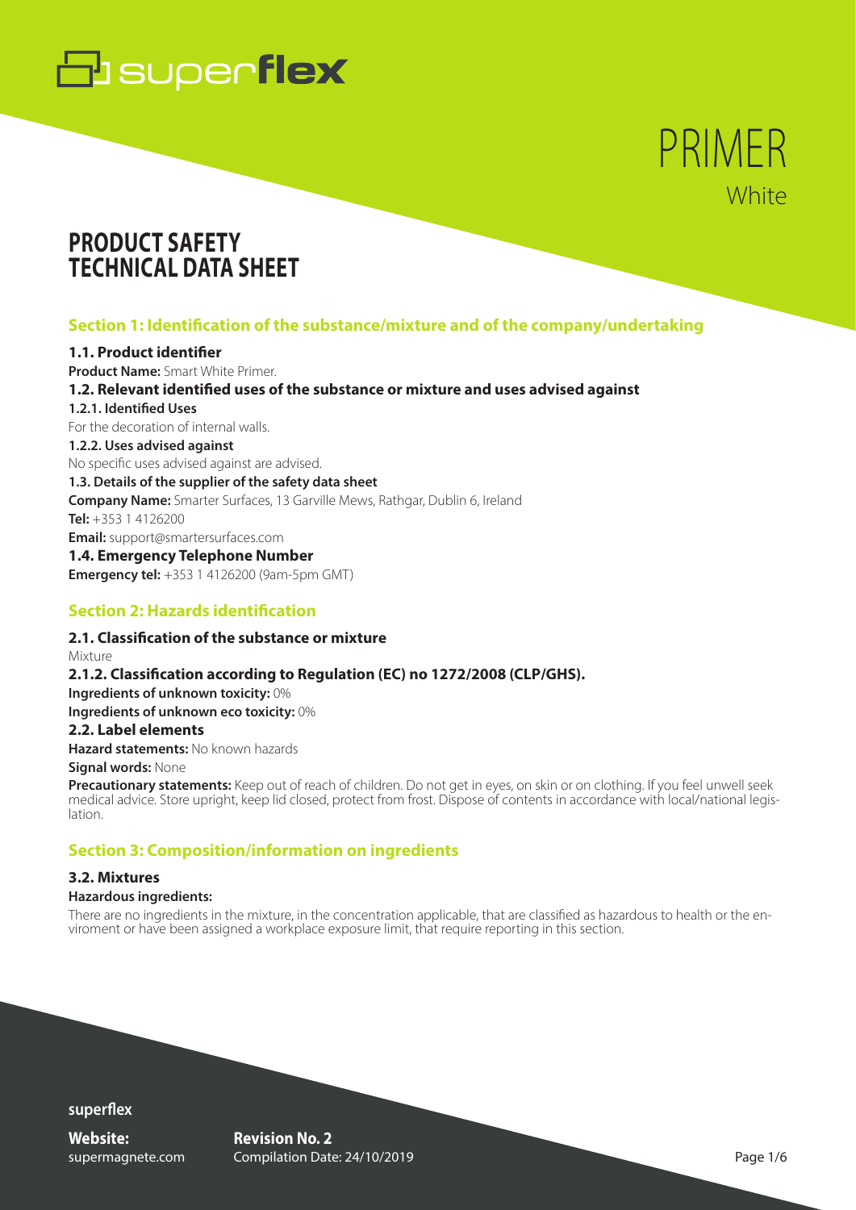superflex

# PRIMER
White

# PRODUCT SAFETY TECHNICAL DATA SHEET

## Section 1: Identification of the substance/mixture and of the company/undertaking

### 1.1. Product identifier

**Product Name:** Smart White Primer.

### 1.2. Relevant identified uses of the substance or mixture and uses advised against

**1.2.1. Identified Uses**

For the decoration of internal walls.

**1.2.2. Uses advised against**

No specific uses advised against are advised.

### 1.3. Details of the supplier of the safety data sheet

**Company Name:** Smarter Surfaces, 13 Garville Mews, Rathgar, Dublin 6, Ireland

**Tel:** +353 1 4126200

**Email:** support@smartersurfaces.com

### 1.4. Emergency Telephone Number

**Emergency tel:** +353 1 4126200 (9am-5pm GMT)

## Section 2: Hazards identification

### 2.1. Classification of the substance or mixture

Mixture

### 2.1.2. Classification according to Regulation (EC) no 1272/2008 (CLP/GHS).

**Ingredients of unknown toxicity:** 0%

**Ingredients of unknown eco toxicity:** 0%

### 2.2. Label elements

**Hazard statements:** No known hazards

**Signal words:** None

**Precautionary statements:** Keep out of reach of children. Do not get in eyes, on skin or on clothing. If you feel unwell seek medical advice. Store upright, keep lid closed, protect from frost. Dispose of contents in accordance with local/national legislation.

## Section 3: Composition/information on ingredients

### 3.2. Mixtures

**Hazardous ingredients:**

There are no ingredients in the mixture, in the concentration applicable, that are classified as hazardous to health or the enviroment or have been assigned a workplace exposure limit, that require reporting in this section.

**superflex**

**Website:** supermagnete.com

**Revision No. 2**
Compilation Date: 24/10/2019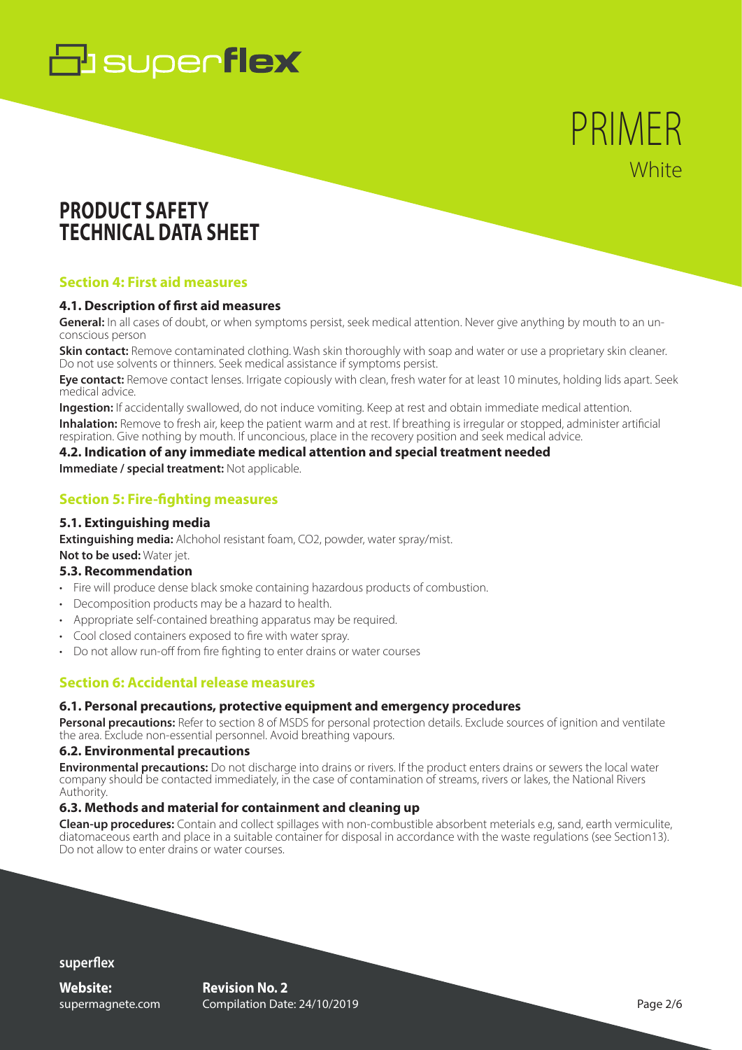# PRIMER

White

## PRODUCT SAFETY TECHNICAL DATA SHEET

### Section 4: First aid measures

#### 4.1. Description of first aid measures

**General:** In all cases of doubt, or when symptoms persist, seek medical attention. Never give anything by mouth to an unconscious person

**Skin contact:** Remove contaminated clothing. Wash skin thoroughly with soap and water or use a proprietary skin cleaner. Do not use solvents or thinners. Seek medical assistance if symptoms persist.

**Eye contact:** Remove contact lenses. Irrigate copiously with clean, fresh water for at least 10 minutes, holding lids apart. Seek medical advice.

**Ingestion:** If accidentally swallowed, do not induce vomiting. Keep at rest and obtain immediate medical attention.

**Inhalation:** Remove to fresh air, keep the patient warm and at rest. If breathing is irregular or stopped, administer artificial respiration. Give nothing by mouth. If unconcious, place in the recovery position and seek medical advice.

#### 4.2. Indication of any immediate medical attention and special treatment needed

**Immediate / special treatment:** Not applicable.

### Section 5: Fire-fighting measures

#### 5.1. Extinguishing media

**Extinguishing media:** Alchohol resistant foam, CO2, powder, water spray/mist.

**Not to be used:** Water jet.

#### 5.3. Recommendation

- Fire will produce dense black smoke containing hazardous products of combustion.
- Decomposition products may be a hazard to health.
- Appropriate self-contained breathing apparatus may be required.
- Cool closed containers exposed to fire with water spray.
- Do not allow run-off from fire fighting to enter drains or water courses

### Section 6: Accidental release measures

#### 6.1. Personal precautions, protective equipment and emergency procedures

**Personal precautions:** Refer to section 8 of MSDS for personal protection details. Exclude sources of ignition and ventilate the area. Exclude non-essential personnel. Avoid breathing vapours.

#### 6.2. Environmental precautions

**Environmental precautions:** Do not discharge into drains or rivers. If the product enters drains or sewers the local water company should be contacted immediately, in the case of contamination of streams, rivers or lakes, the National Rivers Authority.

#### 6.3. Methods and material for containment and cleaning up

**Clean-up procedures:** Contain and collect spillages with non-combustible absorbent meterials e.g, sand, earth vermiculite, diatomaceous earth and place in a suitable container for disposal in accordance with the waste regulations (see Section13). Do not allow to enter drains or water courses.

**superflex**

**Website:** supermagnete.com

**Revision No. 2**
Compilation Date: 24/10/2019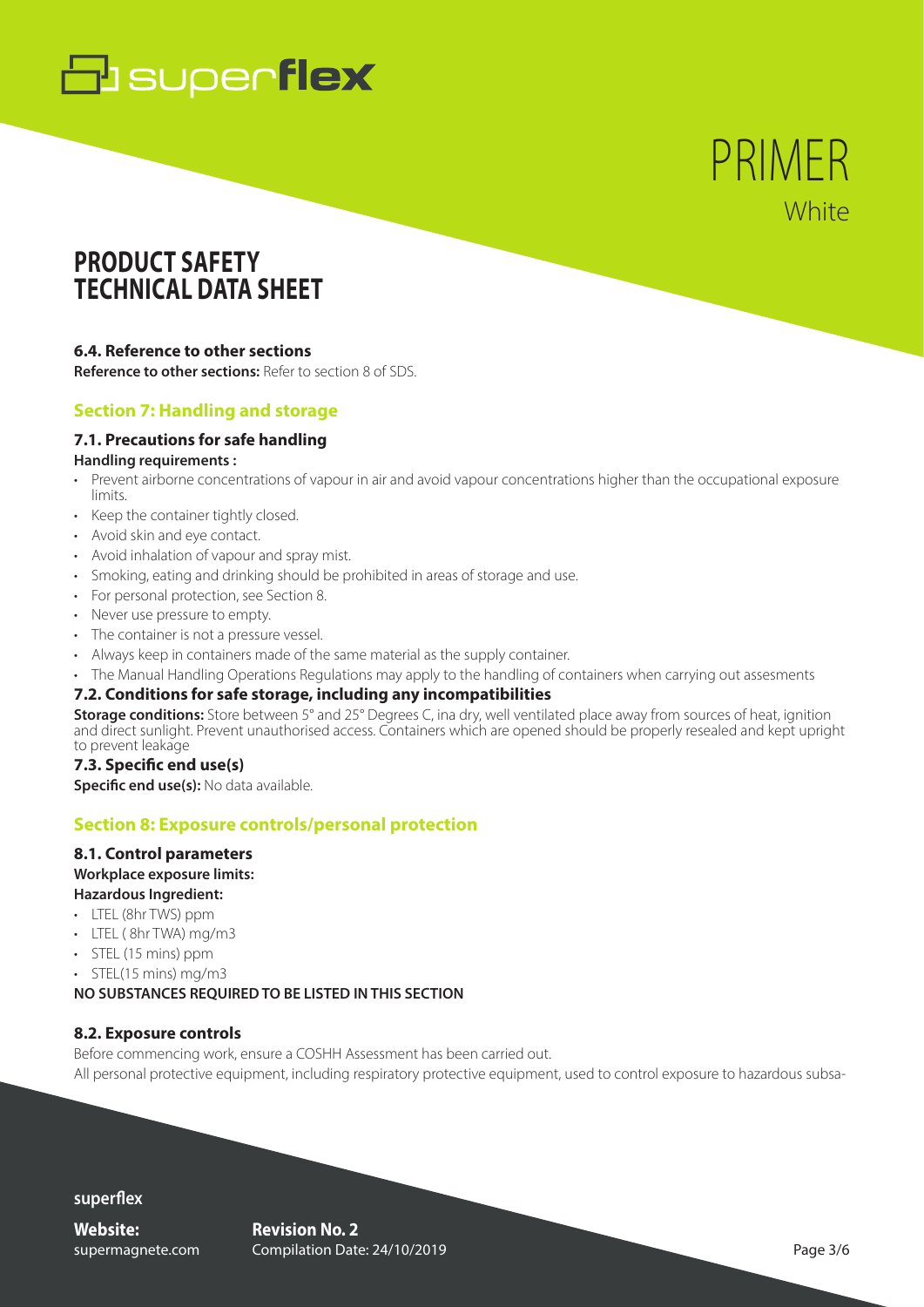### 6.4. Reference to other sections

**Reference to other sections:** Refer to section 8 of SDS.

## Section 7: Handling and storage

### 7.1. Precautions for safe handling

**Handling requirements :**

- Prevent airborne concentrations of vapour in air and avoid vapour concentrations higher than the occupational exposure limits.
- Keep the container tightly closed.
- Avoid skin and eye contact.
- Avoid inhalation of vapour and spray mist.
- Smoking, eating and drinking should be prohibited in areas of storage and use.
- For personal protection, see Section 8.
- Never use pressure to empty.
- The container is not a pressure vessel.
- Always keep in containers made of the same material as the supply container.
- The Manual Handling Operations Regulations may apply to the handling of containers when carrying out assesments

### 7.2. Conditions for safe storage, including any incompatibilities

**Storage conditions:** Store between 5° and 25° Degrees C, ina dry, well ventilated place away from sources of heat, ignition and direct sunlight. Prevent unauthorised access. Containers which are opened should be properly resealed and kept upright to prevent leakage

### 7.3. Specific end use(s)

**Specific end use(s):** No data available.

## Section 8: Exposure controls/personal protection

### 8.1. Control parameters

**Workplace exposure limits:**

**Hazardous Ingredient:**

- LTEL (8hr TWS) ppm
- LTEL ( 8hr TWA) mg/m3
- STEL (15 mins) ppm
- STEL(15 mins) mg/m3

**NO SUBSTANCES REQUIRED TO BE LISTED IN THIS SECTION**

### 8.2. Exposure controls

Before commencing work, ensure a COSHH Assessment has been carried out.

All personal protective equipment, including respiratory protective equipment, used to control exposure to hazardous subsa-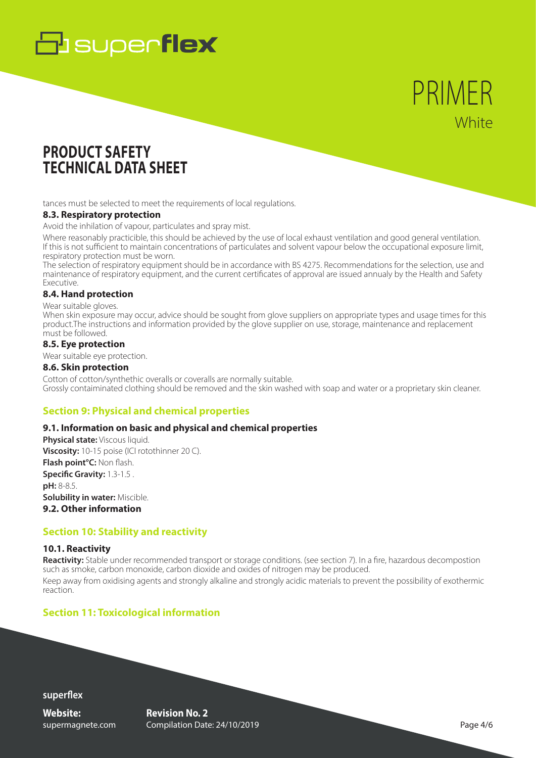tances must be selected to meet the requirements of local regulations.

### 8.3. Respiratory protection

Avoid the inhilation of vapour, particulates and spray mist.

Where reasonably practicible, this should be achieved by the use of local exhaust ventilation and good general ventilation. If this is not sufficient to maintain concentrations of particulates and solvent vapour below the occupational exposure limit, respiratory protection must be worn.

The selection of respiratory equipment should be in accordance with BS 4275. Recommendations for the selection, use and maintenance of respiratory equipment, and the current certificates of approval are issued annualy by the Health and Safety Executive.

### 8.4. Hand protection

Wear suitable gloves.

When skin exposure may occur, advice should be sought from glove suppliers on appropriate types and usage times for this product.The instructions and information provided by the glove supplier on use, storage, maintenance and replacement must be followed.

### 8.5. Eye protection

Wear suitable eye protection.

### 8.6. Skin protection

Cotton of cotton/synthethic overalls or coveralls are normally suitable.
Grossly contaiminated clothing should be removed and the skin washed with soap and water or a proprietary skin cleaner.

## Section 9: Physical and chemical properties

### 9.1. Information on basic and physical and chemical properties

**Physical state:** Viscous liquid.
**Viscosity:** 10-15 poise (ICI rotothinner 20 C).
**Flash point°C:** Non flash.
**Specific Gravity:** 1.3-1.5 .
**pH:** 8-8.5.
**Solubility in water:** Miscible.

### 9.2. Other information

## Section 10: Stability and reactivity

### 10.1. Reactivity

**Reactivity:** Stable under recommended transport or storage conditions. (see section 7). In a fire, hazardous decompostion such as smoke, carbon monoxide, carbon dioxide and oxides of nitrogen may be produced.

Keep away from oxidising agents and strongly alkaline and strongly acidic materials to prevent the possibility of exothermic reaction.

## Section 11: Toxicological information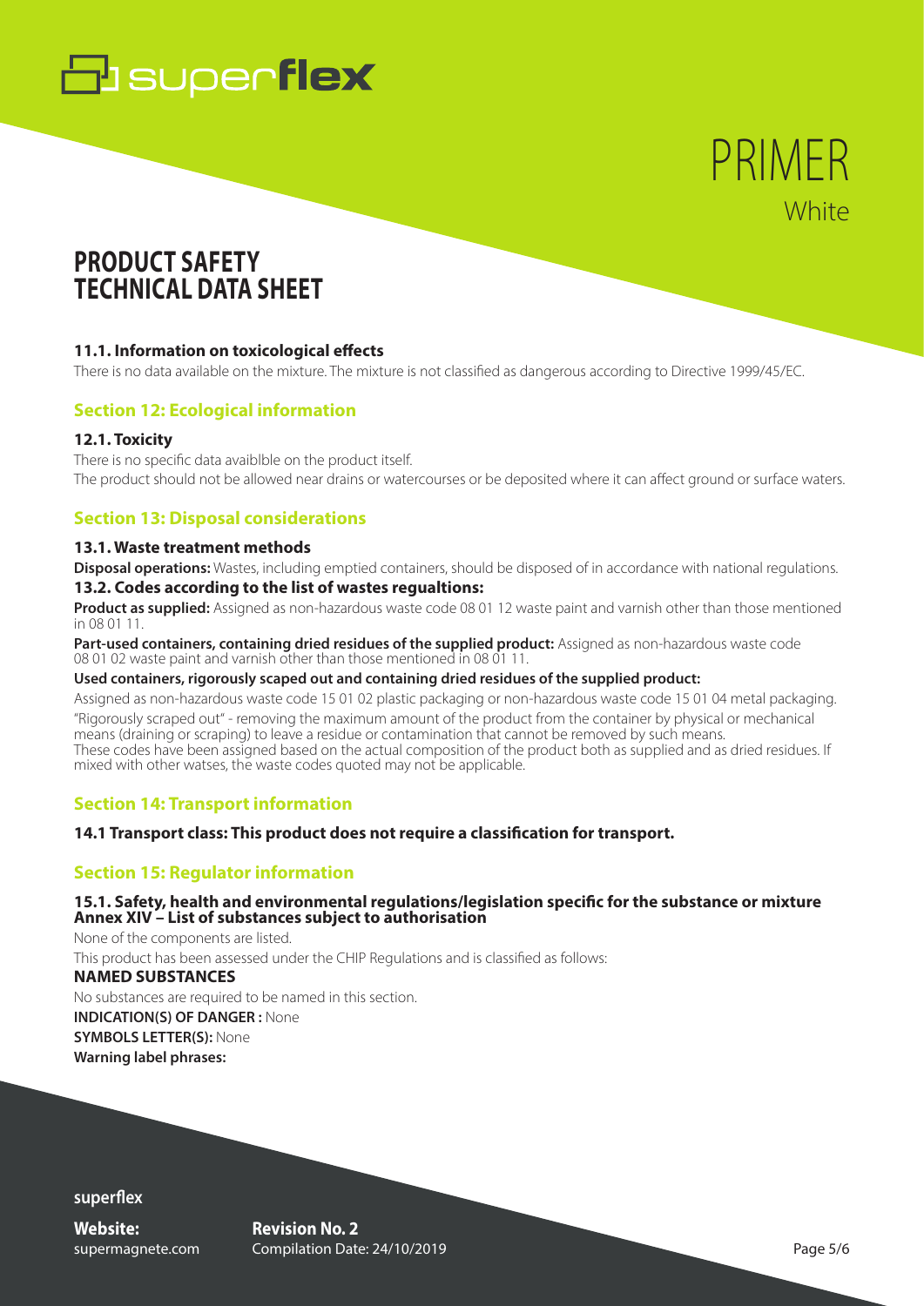# PRIMER
White

## PRODUCT SAFETY TECHNICAL DATA SHEET

### 11.1. Information on toxicological effects

There is no data available on the mixture. The mixture is not classified as dangerous according to Directive 1999/45/EC.

## Section 12: Ecological information

### 12.1. Toxicity

There is no specific data avaiblble on the product itself.
The product should not be allowed near drains or watercourses or be deposited where it can affect ground or surface waters.

## Section 13: Disposal considerations

### 13.1. Waste treatment methods

**Disposal operations:** Wastes, including emptied containers, should be disposed of in accordance with national regulations.

### 13.2. Codes according to the list of wastes regualtions:

**Product as supplied:** Assigned as non-hazardous waste code 08 01 12 waste paint and varnish other than those mentioned in 08 01 11.

**Part-used containers, containing dried residues of the supplied product:** Assigned as non-hazardous waste code 08 01 02 waste paint and varnish other than those mentioned in 08 01 11.

**Used containers, rigorously scaped out and containing dried residues of the supplied product:**

Assigned as non-hazardous waste code 15 01 02 plastic packaging or non-hazardous waste code 15 01 04 metal packaging.

"Rigorously scraped out" - removing the maximum amount of the product from the container by physical or mechanical means (draining or scraping) to leave a residue or contamination that cannot be removed by such means.
These codes have been assigned based on the actual composition of the product both as supplied and as dried residues. If mixed with other watses, the waste codes quoted may not be applicable.

## Section 14: Transport information

### 14.1 Transport class: This product does not require a classification for transport.

## Section 15: Regulator information

### 15.1. Safety, health and environmental regulations/legislation specific for the substance or mixture Annex XIV – List of substances subject to authorisation

None of the components are listed.

This product has been assessed under the CHIP Regulations and is classified as follows:

**NAMED SUBSTANCES**

No substances are required to be named in this section.

**INDICATION(S) OF DANGER :** None

**SYMBOLS LETTER(S):** None

**Warning label phrases:**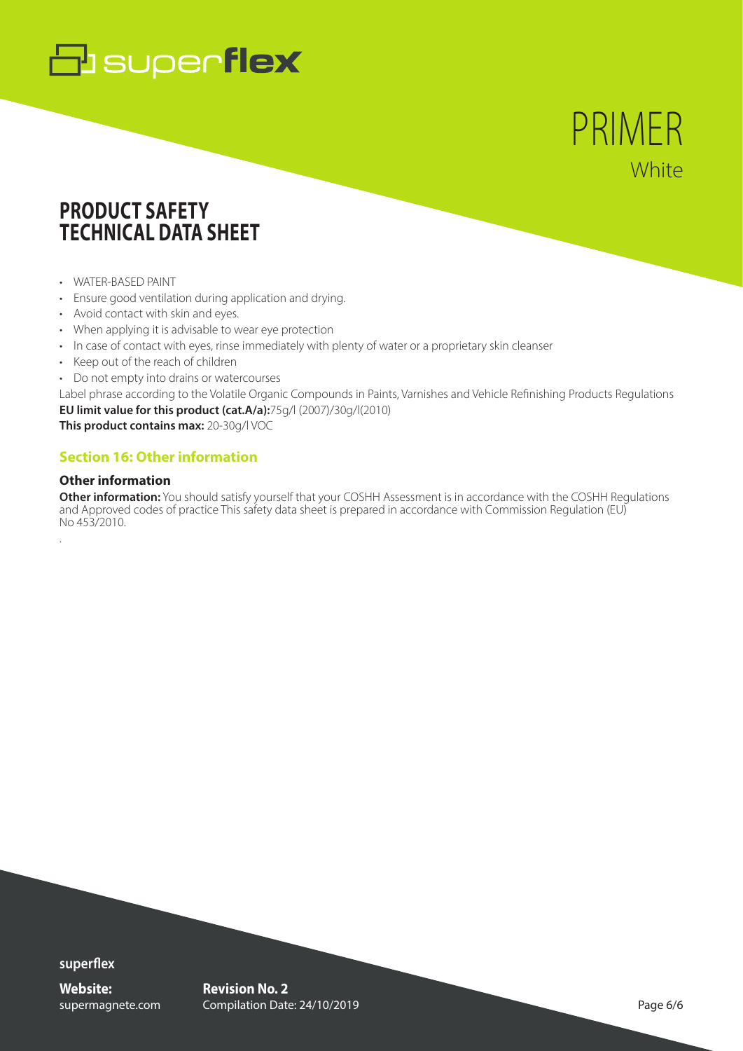# PRIMER
White

## PRODUCT SAFETY TECHNICAL DATA SHEET

- WATER-BASED PAINT
- Ensure good ventilation during application and drying.
- Avoid contact with skin and eyes.
- When applying it is advisable to wear eye protection
- In case of contact with eyes, rinse immediately with plenty of water or a proprietary skin cleanser
- Keep out of the reach of children
- Do not empty into drains or watercourses

Label phrase according to the Volatile Organic Compounds in Paints, Varnishes and Vehicle Refinishing Products Regulations
**EU limit value for this product (cat.A/a):**75g/l (2007)/30g/l(2010)
**This product contains max:** 20-30g/l VOC

### Section 16: Other information

#### Other information

**Other information:** You should satisfy yourself that your COSHH Assessment is in accordance with the COSHH Regulations and Approved codes of practice This safety data sheet is prepared in accordance with Commission Regulation (EU) No 453/2010.

.

**superflex**

**Website:**
supermagnete.com

**Revision No. 2**
Compilation Date: 24/10/2019